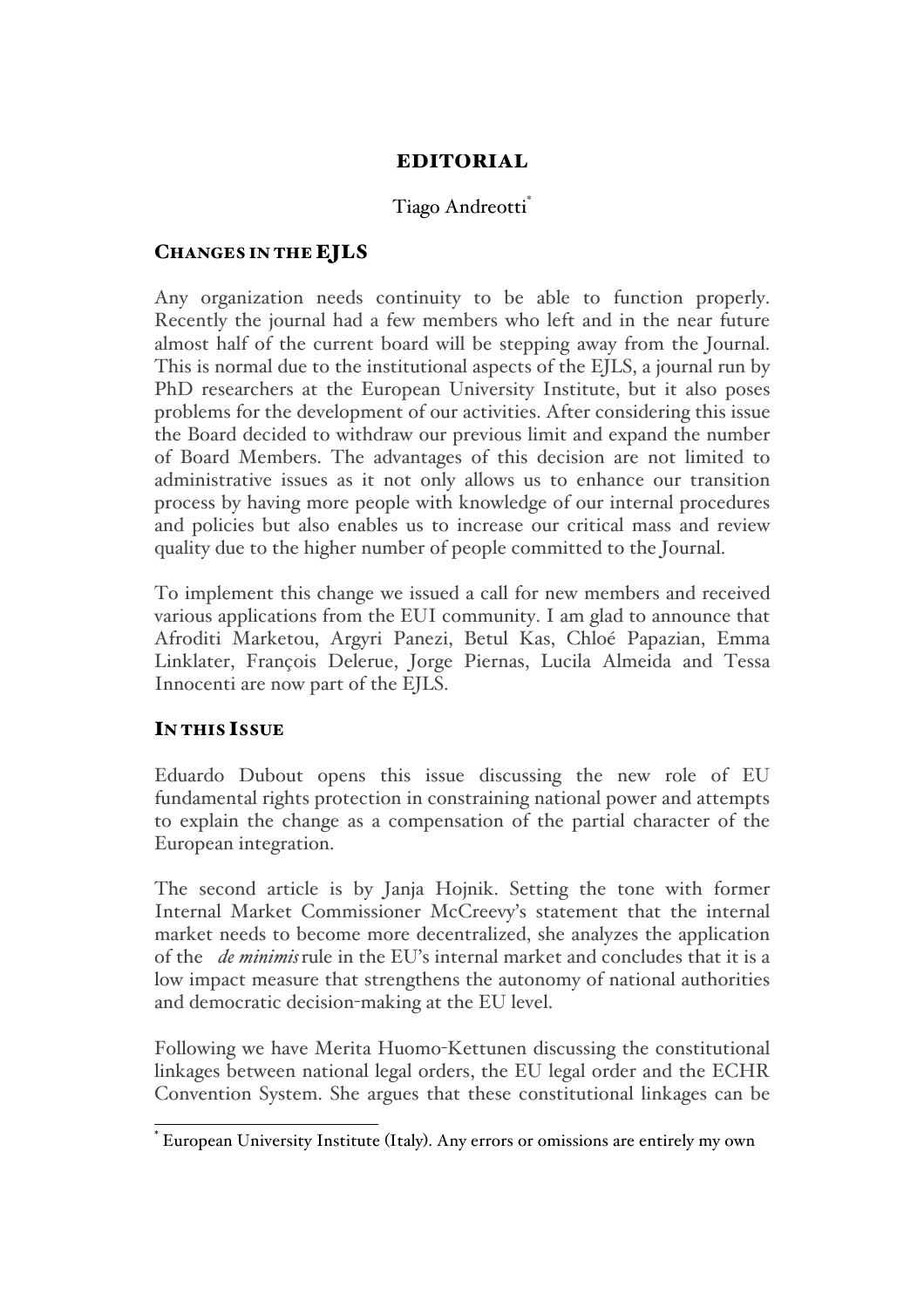# EDITORIAL

Tiago Andreotti[*]

## CHANGES IN THE EJLS

Any organization needs continuity to be able to function properly. Recently the journal had a few members who left and in the near future almost half of the current board will be stepping away from the Journal. This is normal due to the institutional aspects of the EJLS, a journal run by PhD researchers at the European University Institute, but it also poses problems for the development of our activities. After considering this issue the Board decided to withdraw our previous limit and expand the number of Board Members. The advantages of this decision are not limited to administrative issues as it not only allows us to enhance our transition process by having more people with knowledge of our internal procedures and policies but also enables us to increase our critical mass and review quality due to the higher number of people committed to the Journal.

To implement this change we issued a call for new members and received various applications from the EUI community. I am glad to announce that Afroditi Marketou, Argyri Panezi, Betul Kas, Chloé Papazian, Emma Linklater, François Delerue, Jorge Piernas, Lucila Almeida and Tessa Innocenti are now part of the EJLS.

## IN THIS ISSUE

Eduardo Dubout opens this issue discussing the new role of EU fundamental rights protection in constraining national power and attempts to explain the change as a compensation of the partial character of the European integration.

The second article is by Janja Hojnik. Setting the tone with former Internal Market Commissioner McCreevy's statement that the internal market needs to become more decentralized, she analyzes the application of the *de minimis* rule in the EU's internal market and concludes that it is a low impact measure that strengthens the autonomy of national authorities and democratic decision-making at the EU level.

Following we have Merita Huomo-Kettunen discussing the constitutional linkages between national legal orders, the EU legal order and the ECHR Convention System. She argues that these constitutional linkages can be

[*] European University Institute (Italy). Any errors or omissions are entirely my own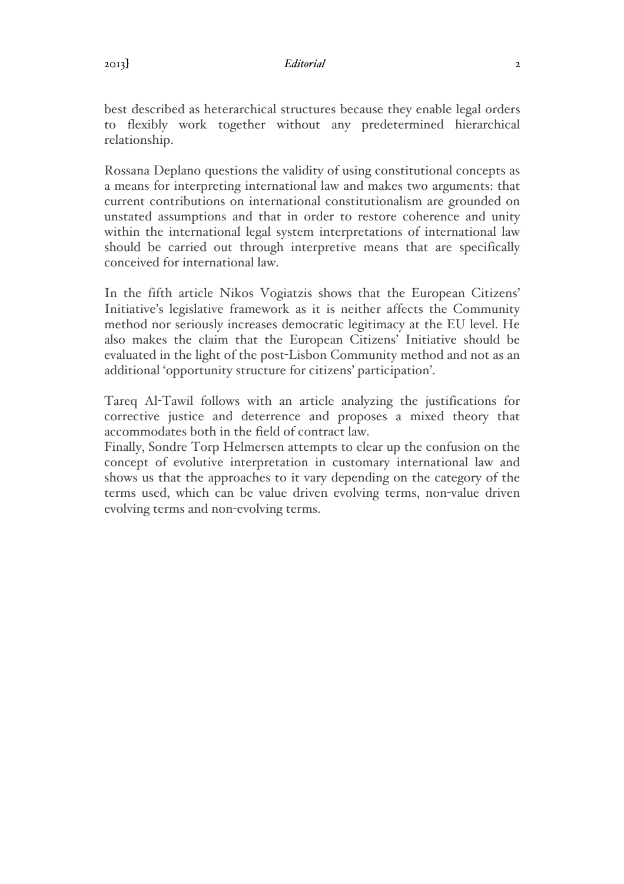best described as heterarchical structures because they enable legal orders to flexibly work together without any predetermined hierarchical relationship.

Rossana Deplano questions the validity of using constitutional concepts as a means for interpreting international law and makes two arguments: that current contributions on international constitutionalism are grounded on unstated assumptions and that in order to restore coherence and unity within the international legal system interpretations of international law should be carried out through interpretive means that are specifically conceived for international law.

In the fifth article Nikos Vogiatzis shows that the European Citizens' Initiative's legislative framework as it is neither affects the Community method nor seriously increases democratic legitimacy at the EU level. He also makes the claim that the European Citizens' Initiative should be evaluated in the light of the post-Lisbon Community method and not as an additional 'opportunity structure for citizens' participation'.

Tareq Al-Tawil follows with an article analyzing the justifications for corrective justice and deterrence and proposes a mixed theory that accommodates both in the field of contract law.
Finally, Sondre Torp Helmersen attempts to clear up the confusion on the concept of evolutive interpretation in customary international law and shows us that the approaches to it vary depending on the category of the terms used, which can be value driven evolving terms, non-value driven evolving terms and non-evolving terms.